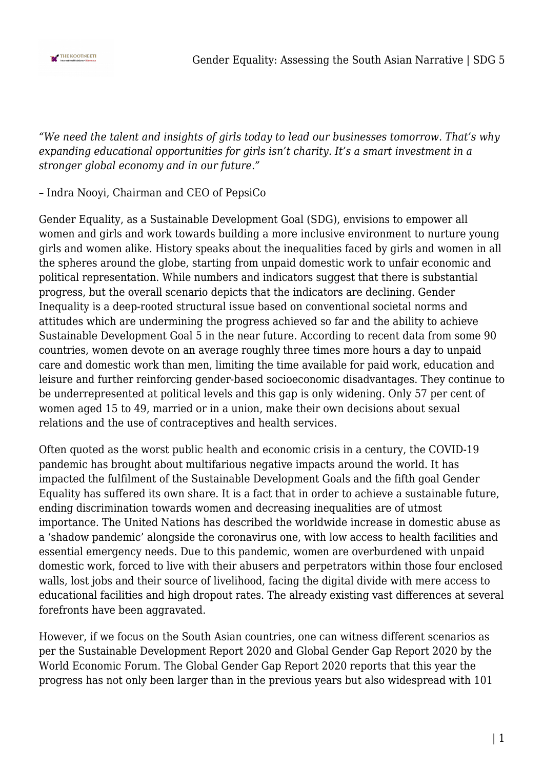*"We need the talent and insights of girls today to lead our businesses tomorrow. That's why expanding educational opportunities for girls isn't charity. It's a smart investment in a stronger global economy and in our future."*

– Indra Nooyi, Chairman and CEO of PepsiCo

Gender Equality, as a Sustainable Development Goal (SDG), envisions to empower all women and girls and work towards building a more inclusive environment to nurture young girls and women alike. History speaks about the inequalities faced by girls and women in all the spheres around the globe, starting from unpaid domestic work to unfair economic and political representation. While numbers and indicators suggest that there is substantial progress, but the overall scenario depicts that the indicators are declining. Gender Inequality is a deep-rooted structural issue based on conventional societal norms and attitudes which are undermining the progress achieved so far and the ability to achieve Sustainable Development Goal 5 in the near future. According to recent data from some 90 countries, women devote on an average roughly three times more hours a day to unpaid care and domestic work than men, limiting the time available for paid work, education and leisure and further reinforcing gender-based socioeconomic disadvantages. They continue to be underrepresented at political levels and this gap is only widening. Only 57 per cent of women aged 15 to 49, married or in a union, make their own decisions about sexual relations and the use of contraceptives and health services.

Often quoted as the worst public health and economic crisis in a century, the COVID-19 pandemic has brought about multifarious negative impacts around the world. It has impacted the fulfilment of the Sustainable Development Goals and the fifth goal Gender Equality has suffered its own share. It is a fact that in order to achieve a sustainable future, ending discrimination towards women and decreasing inequalities are of utmost importance. The United Nations has described the worldwide increase in domestic abuse as a 'shadow pandemic' alongside the coronavirus one, with low access to health facilities and essential emergency needs. Due to this pandemic, women are overburdened with unpaid domestic work, forced to live with their abusers and perpetrators within those four enclosed walls, lost jobs and their source of livelihood, facing the digital divide with mere access to educational facilities and high dropout rates. The already existing vast differences at several forefronts have been aggravated.

However, if we focus on the South Asian countries, one can witness different scenarios as per the Sustainable Development Report 2020 and Global Gender Gap Report 2020 by the World Economic Forum. The Global Gender Gap Report 2020 reports that this year the progress has not only been larger than in the previous years but also widespread with 101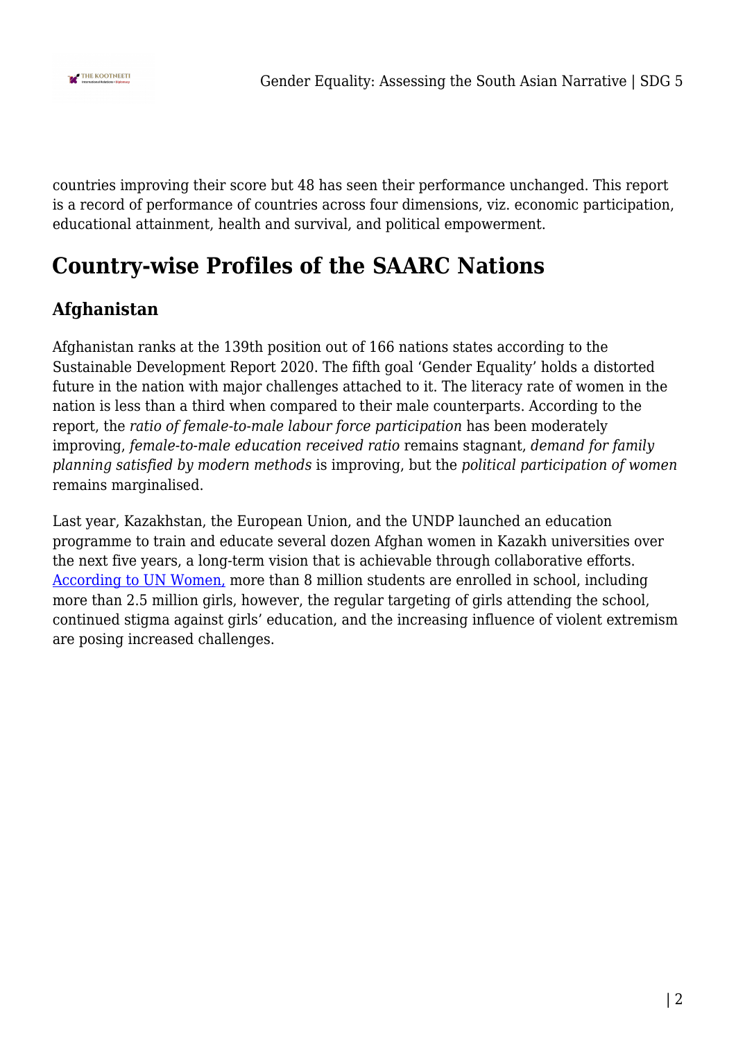countries improving their score but 48 has seen their performance unchanged. This report is a record of performance of countries across four dimensions, viz. economic participation, educational attainment, health and survival, and political empowerment.

## Country-wise Profiles of the SAARC Nations

### Afghanistan

Afghanistan ranks at the 139th position out of 166 nations states according to the Sustainable Development Report 2020. The fifth goal 'Gender Equality' holds a distorted future in the nation with major challenges attached to it. The literacy rate of women in the nation is less than a third when compared to their male counterparts. According to the report, the *ratio of female-to-male labour force participation* has been moderately improving, *female-to-male education received ratio* remains stagnant, *demand for family planning satisfied by modern methods* is improving, but the *political participation of women* remains marginalised.

Last year, Kazakhstan, the European Union, and the UNDP launched an education programme to train and educate several dozen Afghan women in Kazakh universities over the next five years, a long-term vision that is achievable through collaborative efforts. According to UN Women, more than 8 million students are enrolled in school, including more than 2.5 million girls, however, the regular targeting of girls attending the school, continued stigma against girls' education, and the increasing influence of violent extremism are posing increased challenges.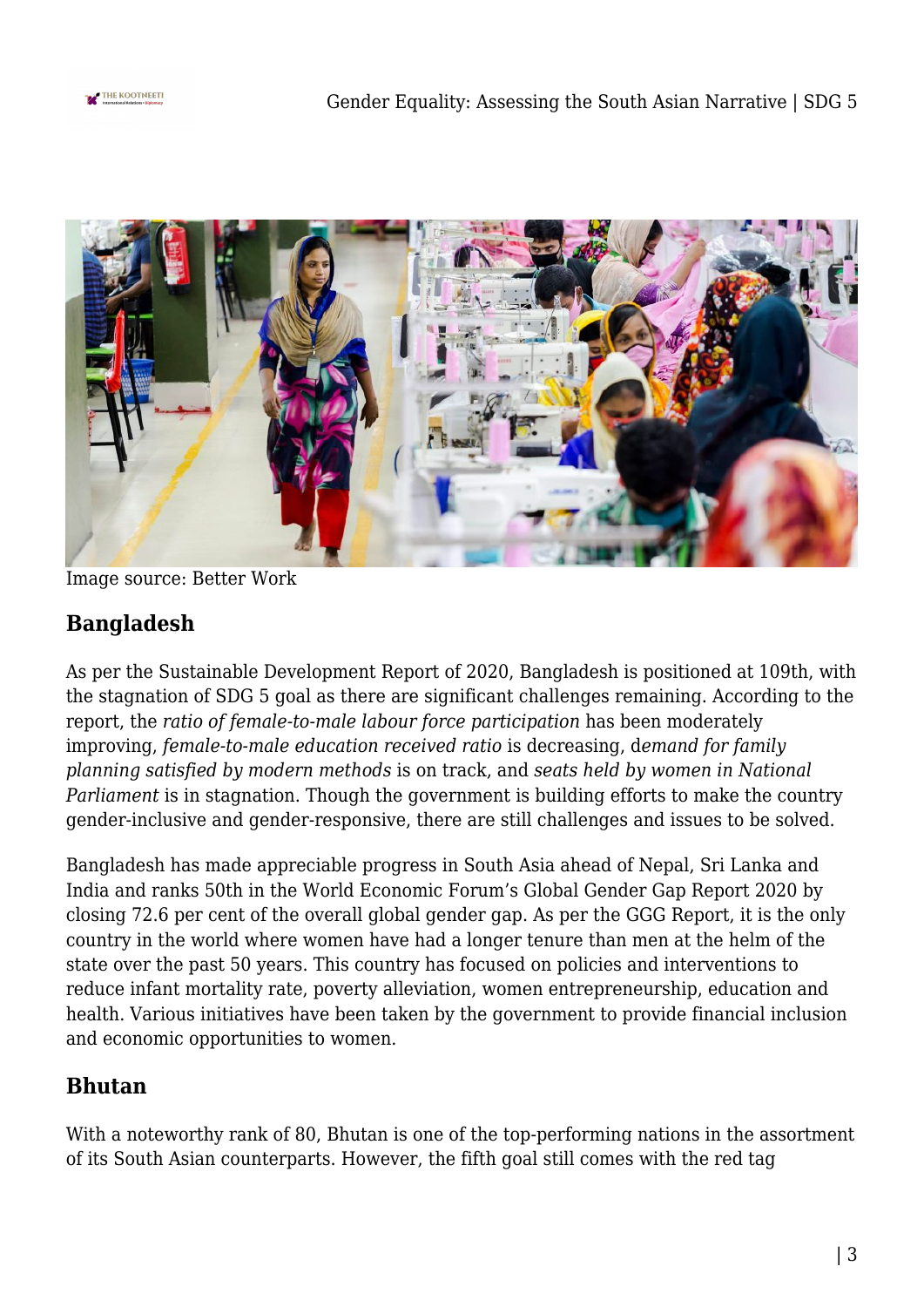Image source: Better Work

## Bangladesh

As per the Sustainable Development Report of 2020, Bangladesh is positioned at 109th, with the stagnation of SDG 5 goal as there are significant challenges remaining. According to the report, the *ratio of female-to-male labour force participation* has been moderately improving, *female-to-male education received ratio* is decreasing, d*emand for family planning satisfied by modern methods* is on track, and *seats held by women in National Parliament* is in stagnation. Though the government is building efforts to make the country gender-inclusive and gender-responsive, there are still challenges and issues to be solved.

Bangladesh has made appreciable progress in South Asia ahead of Nepal, Sri Lanka and India and ranks 50th in the World Economic Forum's Global Gender Gap Report 2020 by closing 72.6 per cent of the overall global gender gap. As per the GGG Report, it is the only country in the world where women have had a longer tenure than men at the helm of the state over the past 50 years. This country has focused on policies and interventions to reduce infant mortality rate, poverty alleviation, women entrepreneurship, education and health. Various initiatives have been taken by the government to provide financial inclusion and economic opportunities to women.

## Bhutan

With a noteworthy rank of 80, Bhutan is one of the top-performing nations in the assortment of its South Asian counterparts. However, the fifth goal still comes with the red tag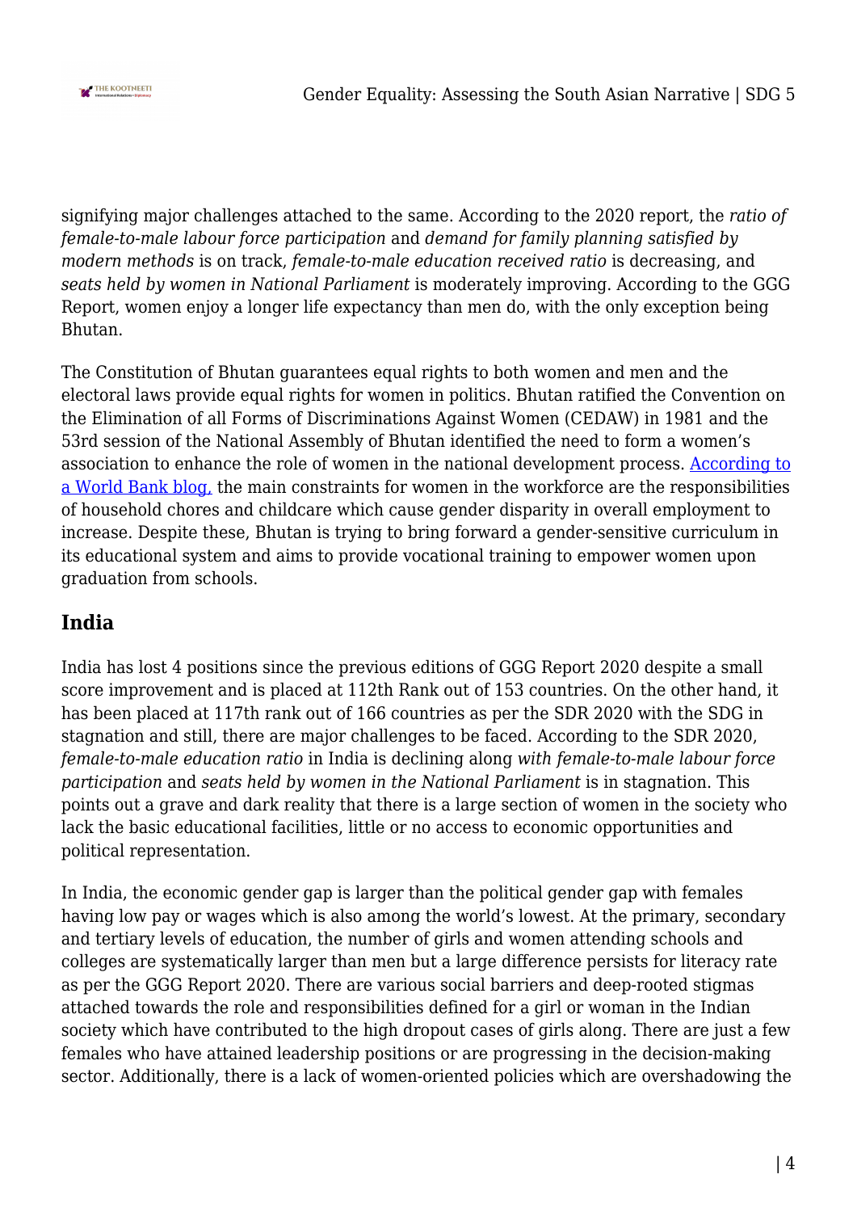signifying major challenges attached to the same. According to the 2020 report, the *ratio of female-to-male labour force participation* and *demand for family planning satisfied by modern methods* is on track, *female-to-male education received ratio* is decreasing, and *seats held by women in National Parliament* is moderately improving. According to the GGG Report, women enjoy a longer life expectancy than men do, with the only exception being Bhutan.

The Constitution of Bhutan guarantees equal rights to both women and men and the electoral laws provide equal rights for women in politics. Bhutan ratified the Convention on the Elimination of all Forms of Discriminations Against Women (CEDAW) in 1981 and the 53rd session of the National Assembly of Bhutan identified the need to form a women's association to enhance the role of women in the national development process. According to a World Bank blog, the main constraints for women in the workforce are the responsibilities of household chores and childcare which cause gender disparity in overall employment to increase. Despite these, Bhutan is trying to bring forward a gender-sensitive curriculum in its educational system and aims to provide vocational training to empower women upon graduation from schools.

## India

India has lost 4 positions since the previous editions of GGG Report 2020 despite a small score improvement and is placed at 112th Rank out of 153 countries. On the other hand, it has been placed at 117th rank out of 166 countries as per the SDR 2020 with the SDG in stagnation and still, there are major challenges to be faced. According to the SDR 2020, *female-to-male education ratio* in India is declining along *with female-to-male labour force participation* and *seats held by women in the National Parliament* is in stagnation. This points out a grave and dark reality that there is a large section of women in the society who lack the basic educational facilities, little or no access to economic opportunities and political representation.

In India, the economic gender gap is larger than the political gender gap with females having low pay or wages which is also among the world's lowest. At the primary, secondary and tertiary levels of education, the number of girls and women attending schools and colleges are systematically larger than men but a large difference persists for literacy rate as per the GGG Report 2020. There are various social barriers and deep-rooted stigmas attached towards the role and responsibilities defined for a girl or woman in the Indian society which have contributed to the high dropout cases of girls along. There are just a few females who have attained leadership positions or are progressing in the decision-making sector. Additionally, there is a lack of women-oriented policies which are overshadowing the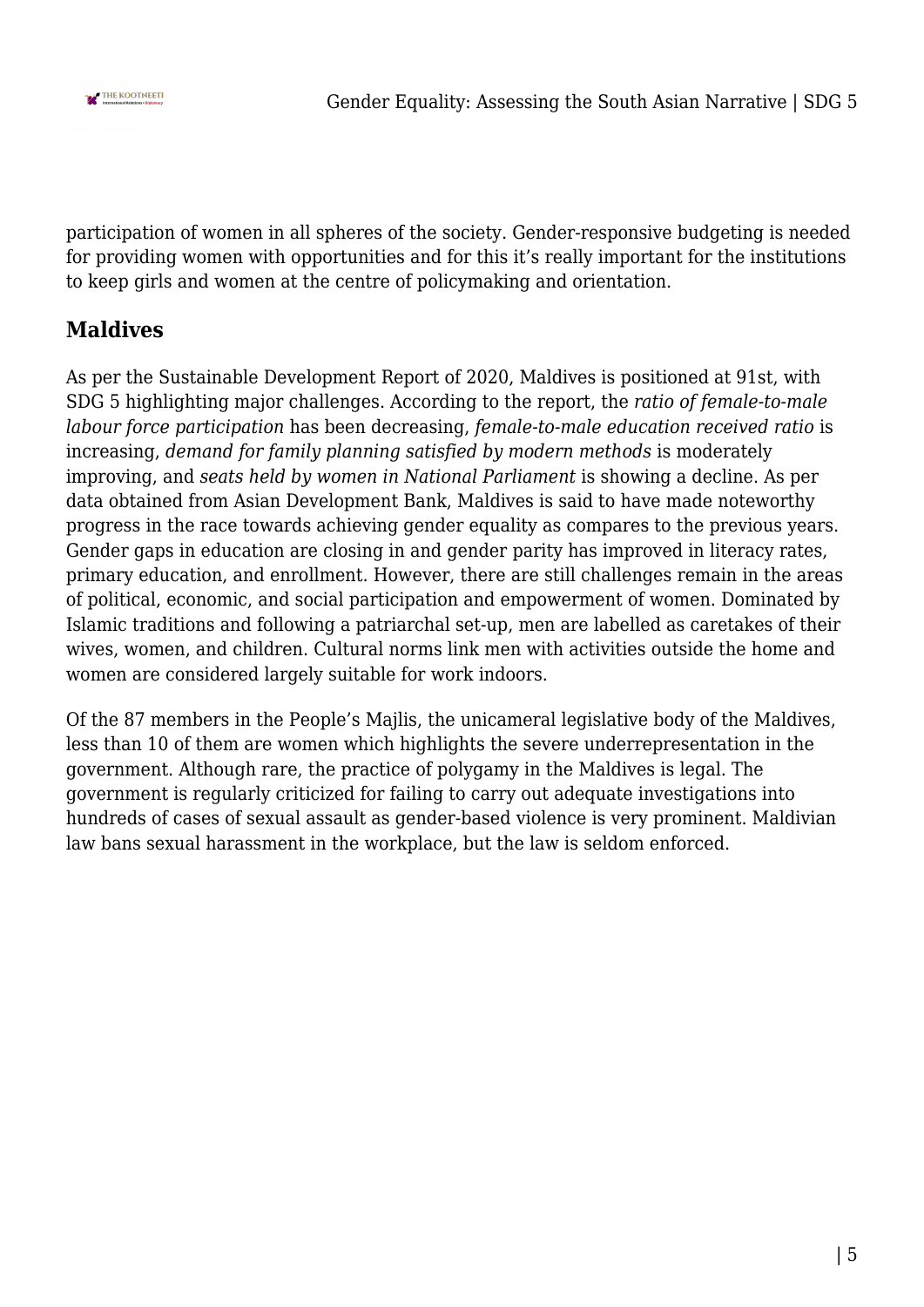participation of women in all spheres of the society. Gender-responsive budgeting is needed for providing women with opportunities and for this it's really important for the institutions to keep girls and women at the centre of policymaking and orientation.

## Maldives

As per the Sustainable Development Report of 2020, Maldives is positioned at 91st, with SDG 5 highlighting major challenges. According to the report, the *ratio of female-to-male labour force participation* has been decreasing, *female-to-male education received ratio* is increasing, *demand for family planning satisfied by modern methods* is moderately improving, and *seats held by women in National Parliament* is showing a decline. As per data obtained from Asian Development Bank, Maldives is said to have made noteworthy progress in the race towards achieving gender equality as compares to the previous years. Gender gaps in education are closing in and gender parity has improved in literacy rates, primary education, and enrollment. However, there are still challenges remain in the areas of political, economic, and social participation and empowerment of women. Dominated by Islamic traditions and following a patriarchal set-up, men are labelled as caretakes of their wives, women, and children. Cultural norms link men with activities outside the home and women are considered largely suitable for work indoors.

Of the 87 members in the People's Majlis, the unicameral legislative body of the Maldives, less than 10 of them are women which highlights the severe underrepresentation in the government. Although rare, the practice of polygamy in the Maldives is legal. The government is regularly criticized for failing to carry out adequate investigations into hundreds of cases of sexual assault as gender-based violence is very prominent. Maldivian law bans sexual harassment in the workplace, but the law is seldom enforced.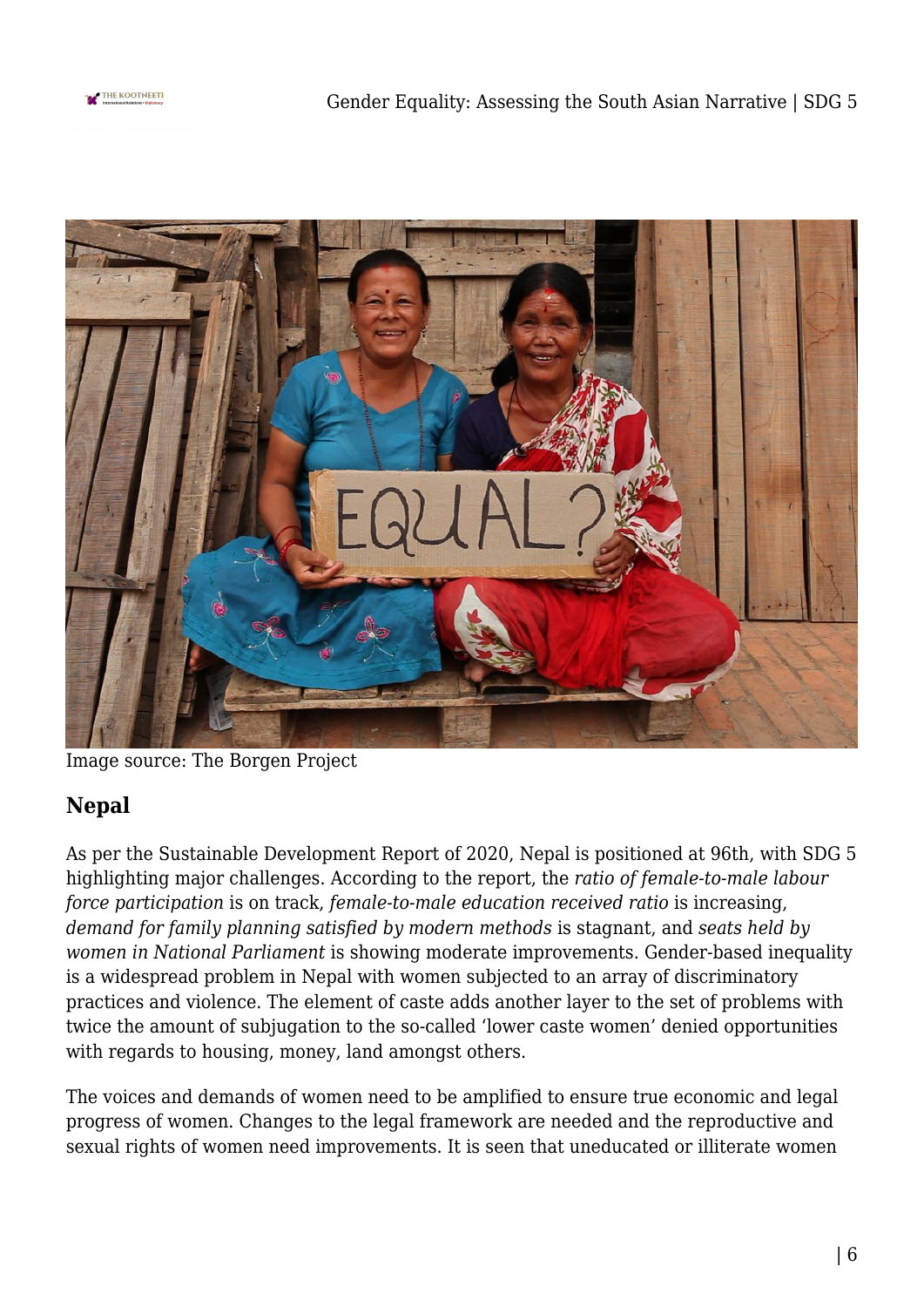Image source: The Borgen Project

## Nepal

As per the Sustainable Development Report of 2020, Nepal is positioned at 96th, with SDG 5 highlighting major challenges. According to the report, the *ratio of female-to-male labour force participation* is on track, *female-to-male education received ratio* is increasing, *demand for family planning satisfied by modern methods* is stagnant, and *seats held by women in National Parliament* is showing moderate improvements. Gender-based inequality is a widespread problem in Nepal with women subjected to an array of discriminatory practices and violence. The element of caste adds another layer to the set of problems with twice the amount of subjugation to the so-called 'lower caste women' denied opportunities with regards to housing, money, land amongst others.

The voices and demands of women need to be amplified to ensure true economic and legal progress of women. Changes to the legal framework are needed and the reproductive and sexual rights of women need improvements. It is seen that uneducated or illiterate women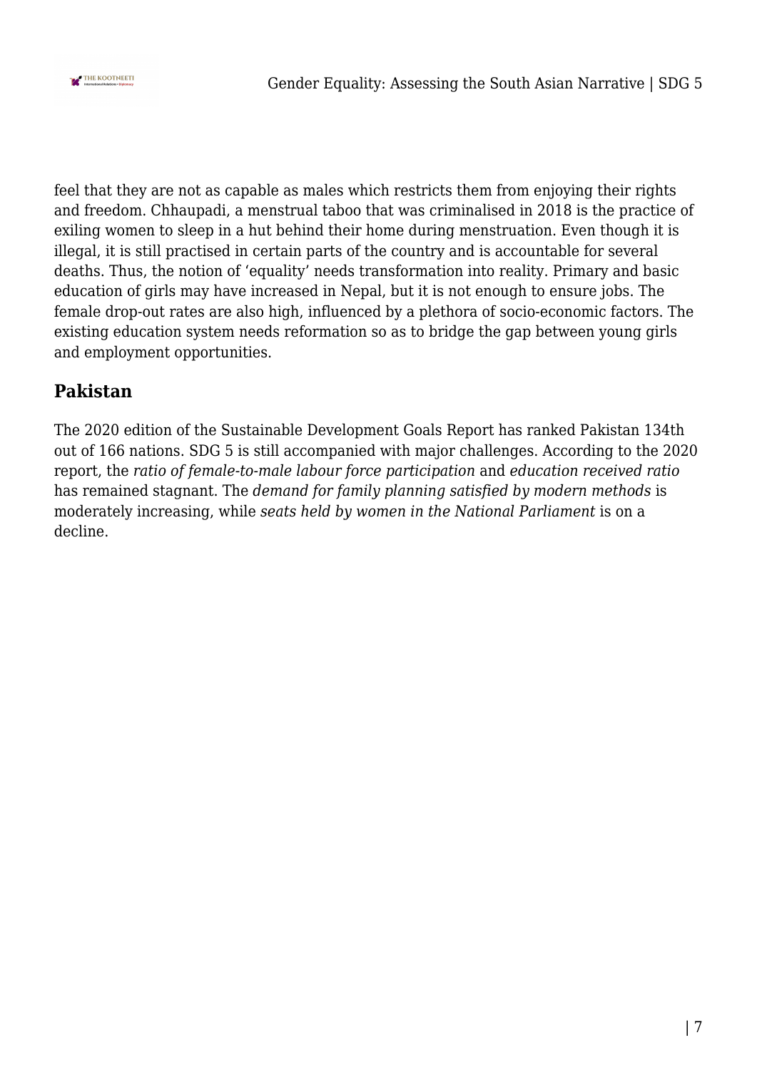feel that they are not as capable as males which restricts them from enjoying their rights and freedom. Chhaupadi, a menstrual taboo that was criminalised in 2018 is the practice of exiling women to sleep in a hut behind their home during menstruation. Even though it is illegal, it is still practised in certain parts of the country and is accountable for several deaths. Thus, the notion of 'equality' needs transformation into reality. Primary and basic education of girls may have increased in Nepal, but it is not enough to ensure jobs. The female drop-out rates are also high, influenced by a plethora of socio-economic factors. The existing education system needs reformation so as to bridge the gap between young girls and employment opportunities.

## Pakistan

The 2020 edition of the Sustainable Development Goals Report has ranked Pakistan 134th out of 166 nations. SDG 5 is still accompanied with major challenges. According to the 2020 report, the *ratio of female-to-male labour force participation* and *education received ratio* has remained stagnant. The *demand for family planning satisfied by modern methods* is moderately increasing, while *seats held by women in the National Parliament* is on a decline.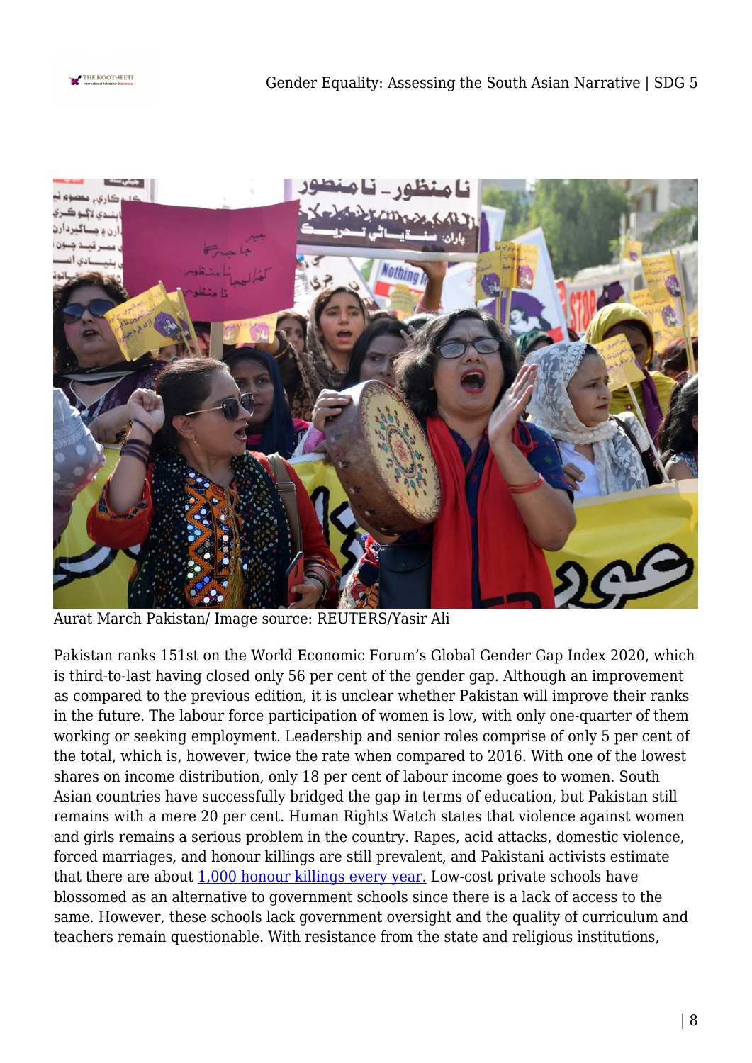Aurat March Pakistan/ Image source: REUTERS/Yasir Ali

Pakistan ranks 151st on the World Economic Forum's Global Gender Gap Index 2020, which is third-to-last having closed only 56 per cent of the gender gap. Although an improvement as compared to the previous edition, it is unclear whether Pakistan will improve their ranks in the future. The labour force participation of women is low, with only one-quarter of them working or seeking employment. Leadership and senior roles comprise of only 5 per cent of the total, which is, however, twice the rate when compared to 2016. With one of the lowest shares on income distribution, only 18 per cent of labour income goes to women. South Asian countries have successfully bridged the gap in terms of education, but Pakistan still remains with a mere 20 per cent. Human Rights Watch states that violence against women and girls remains a serious problem in the country. Rapes, acid attacks, domestic violence, forced marriages, and honour killings are still prevalent, and Pakistani activists estimate that there are about 1,000 honour killings every year. Low-cost private schools have blossomed as an alternative to government schools since there is a lack of access to the same. However, these schools lack government oversight and the quality of curriculum and teachers remain questionable. With resistance from the state and religious institutions,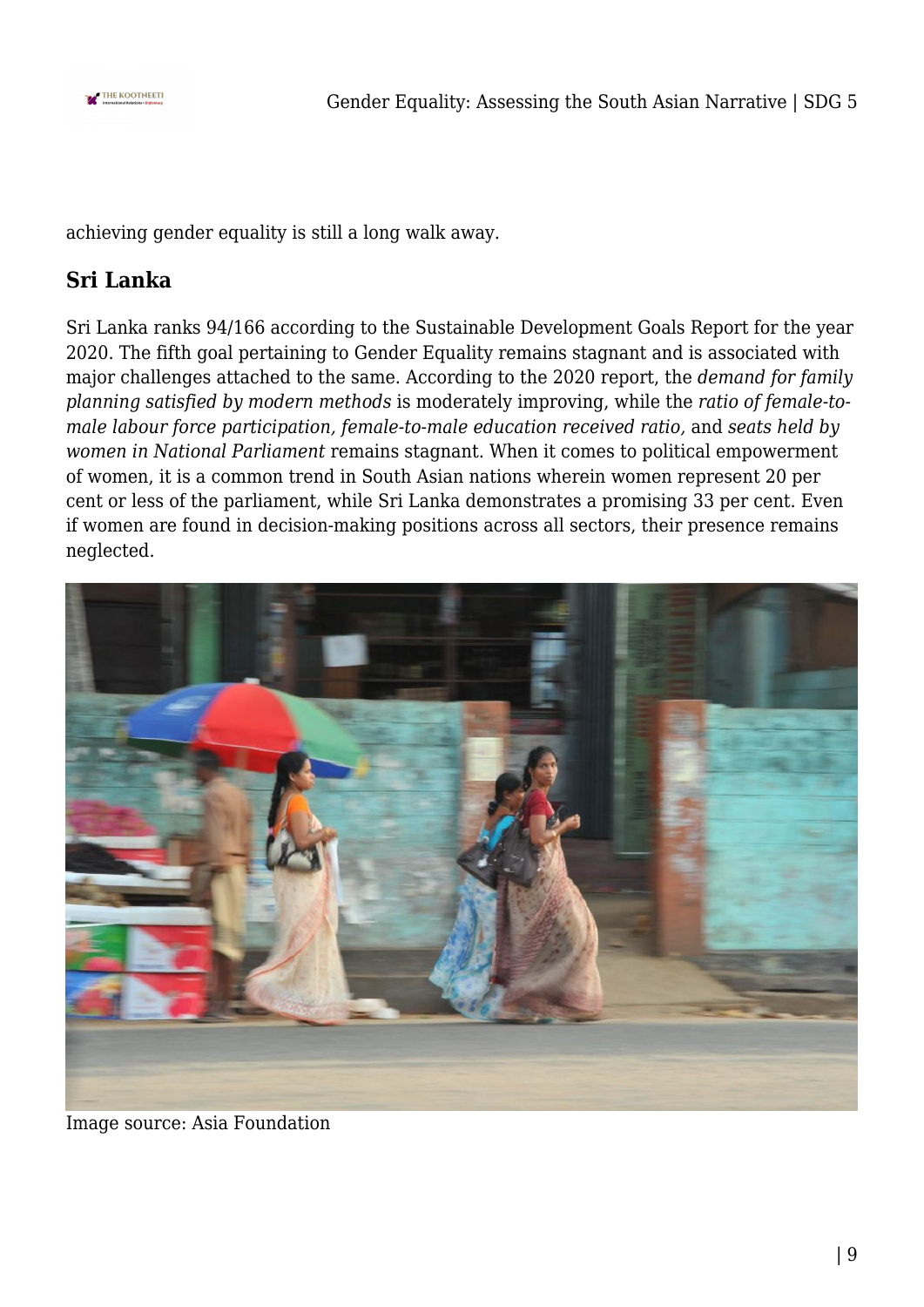achieving gender equality is still a long walk away.

## Sri Lanka

Sri Lanka ranks 94/166 according to the Sustainable Development Goals Report for the year 2020. The fifth goal pertaining to Gender Equality remains stagnant and is associated with major challenges attached to the same. According to the 2020 report, the *demand for family planning satisfied by modern methods* is moderately improving, while the *ratio of female-to-male labour force participation, female-to-male education received ratio,* and *seats held by women in National Parliament* remains stagnant. When it comes to political empowerment of women, it is a common trend in South Asian nations wherein women represent 20 per cent or less of the parliament, while Sri Lanka demonstrates a promising 33 per cent. Even if women are found in decision-making positions across all sectors, their presence remains neglected.

Image source: Asia Foundation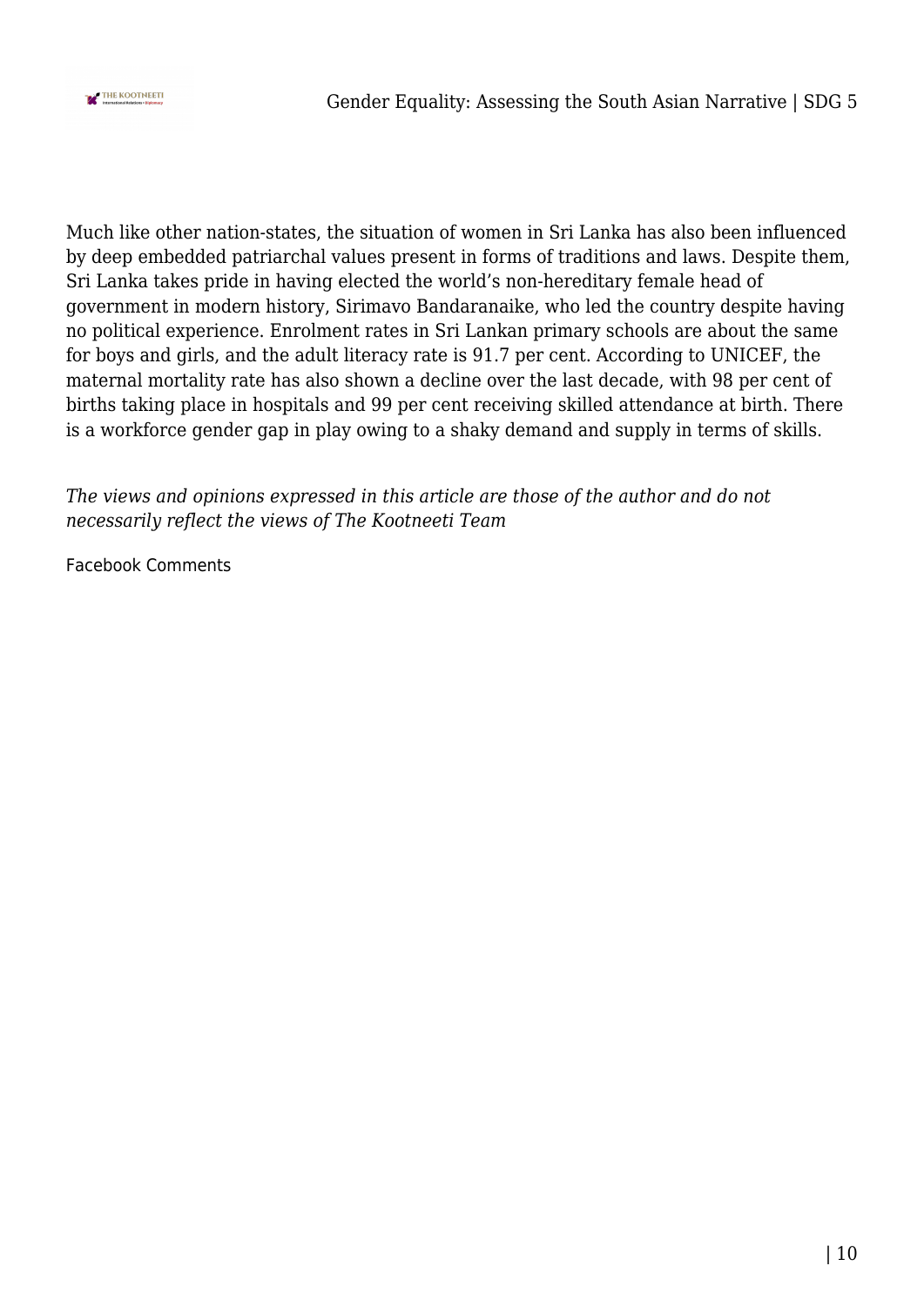Much like other nation-states, the situation of women in Sri Lanka has also been influenced by deep embedded patriarchal values present in forms of traditions and laws. Despite them, Sri Lanka takes pride in having elected the world's non-hereditary female head of government in modern history, Sirimavo Bandaranaike, who led the country despite having no political experience. Enrolment rates in Sri Lankan primary schools are about the same for boys and girls, and the adult literacy rate is 91.7 per cent. According to UNICEF, the maternal mortality rate has also shown a decline over the last decade, with 98 per cent of births taking place in hospitals and 99 per cent receiving skilled attendance at birth. There is a workforce gender gap in play owing to a shaky demand and supply in terms of skills.

*The views and opinions expressed in this article are those of the author and do not necessarily reflect the views of The Kootneeti Team*

Facebook Comments